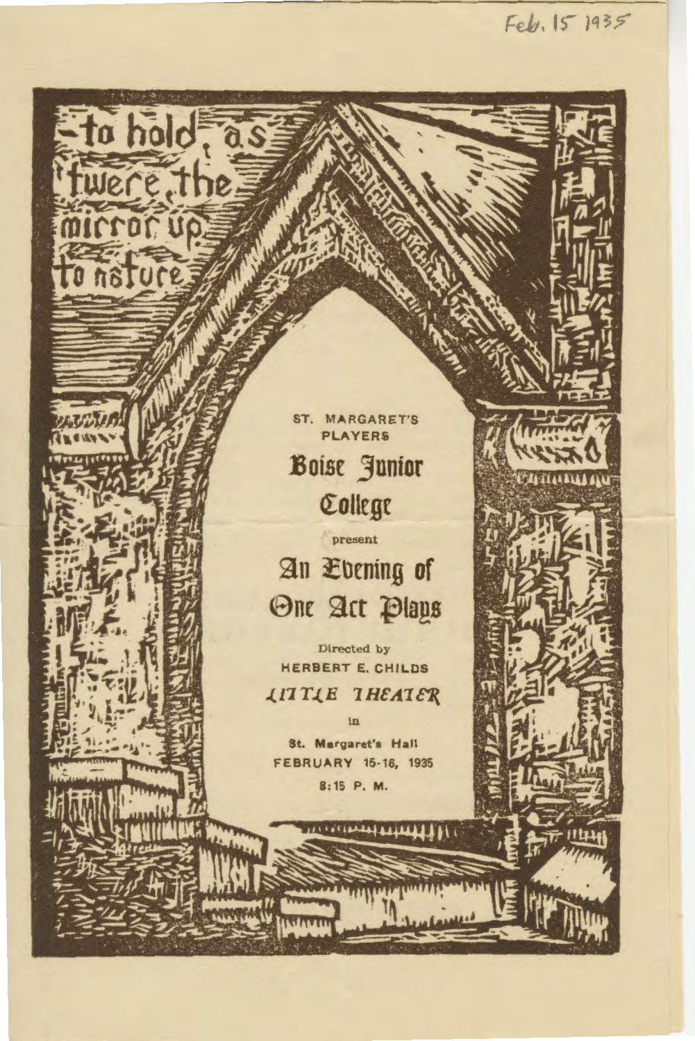Feb. 15 1935

-to hold, as 'twere, the mirror up to nature

ST. MARGARET'S PLAYERS

# Boise Junior College

present

# An Evening of One Act Plays

Directed by
HERBERT E. CHILDS

LITTLE THEATER

in

St. Margaret's Hall
FEBRUARY 15-16, 1935
8:15 P. M.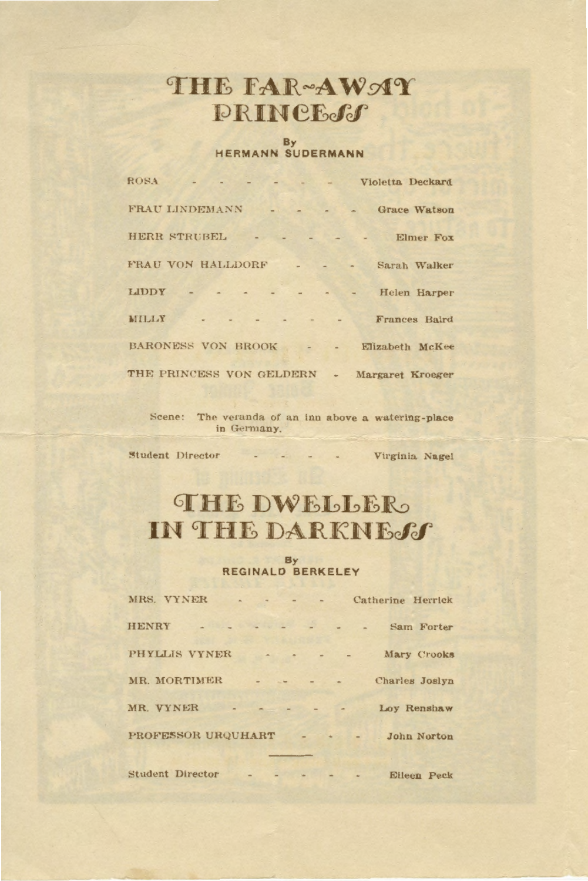# THE FAR-AWAY PRINCESS

By
HERMANN SUDERMANN

| | |
|---|---|
| ROSA | Violetta Deckard |
| FRAU LINDEMANN | Grace Watson |
| HERR STRUBEL | Elmer Fox |
| FRAU VON HALLDORF | Sarah Walker |
| LIDDY | Helen Harper |
| MILLY | Frances Baird |
| BARONESS VON BROOK | Elizabeth McKee |
| THE PRINCESS VON GELDERN | Margaret Kroeger |

Scene: The veranda of an inn above a watering-place in Germany.

Student Director - - - - Virginia Nagel

# THE DWELLER IN THE DARKNESS

By
REGINALD BERKELEY

| | |
|---|---|
| MRS. VYNER | Catherine Herrick |
| HENRY | Sam Forter |
| PHYLLIS VYNER | Mary Crooks |
| MR. MORTIMER | Charles Joslyn |
| MR. VYNER | Loy Renshaw |
| PROFESSOR URQUHART | John Norton |

Student Director - - - - - Eileen Peck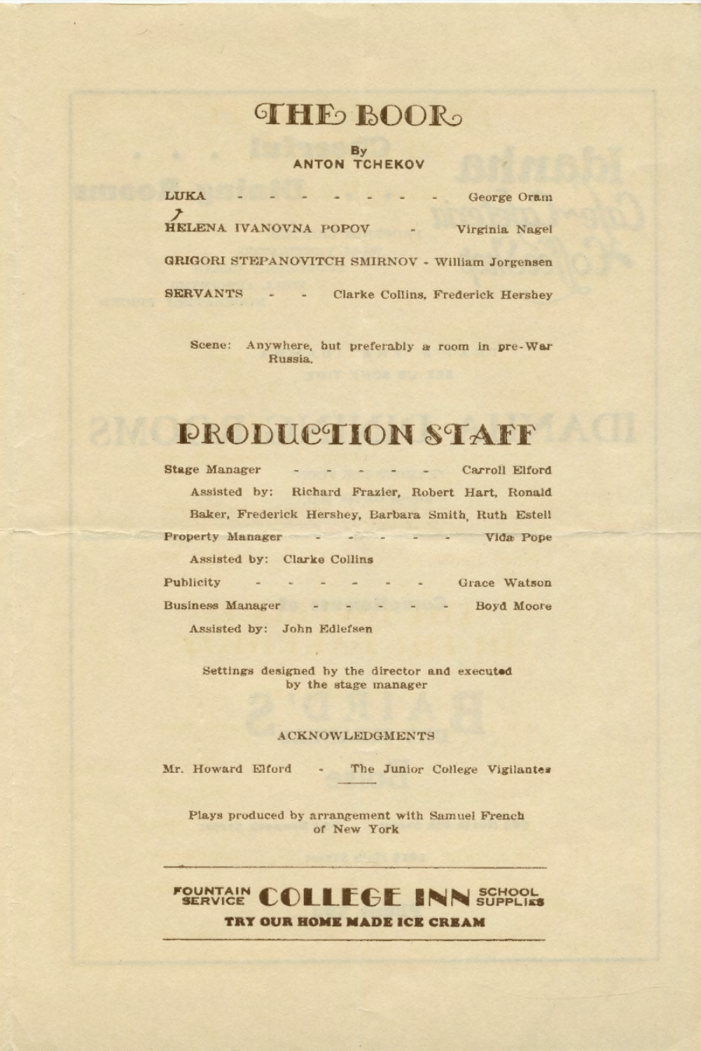# THE BOOR

By
ANTON TCHEKOV

LUKA - - - - - - - - George Oram

HELENA IVANOVNA POPOV - Virginia Nagel

GRIGORI STEPANOVITCH SMIRNOV - William Jorgensen

SERVANTS - - Clarke Collins, Frederick Hershey

Scene: Anywhere, but preferably a room in pre-War Russia.

# PRODUCTION STAFF

Stage Manager - - - - - - Carroll Elford

Assisted by: Richard Frazier, Robert Hart, Ronald Baker, Frederick Hershey, Barbara Smith, Ruth Estell

Property Manager - - - - - Vida Pope

Assisted by: Clarke Collins

Publicity - - - - - - - Grace Watson

Business Manager - - - - - - Boyd Moore

Assisted by: John Edlefsen

Settings designed by the director and executed by the stage manager

ACKNOWLEDGMENTS

Mr. Howard Elford - The Junior College Vigilantes

Plays produced by arrangement with Samuel French of New York

---

FOUNTAIN SERVICE **COLLEGE INN** SCHOOL SUPPLIES

**TRY OUR HOME MADE ICE CREAM**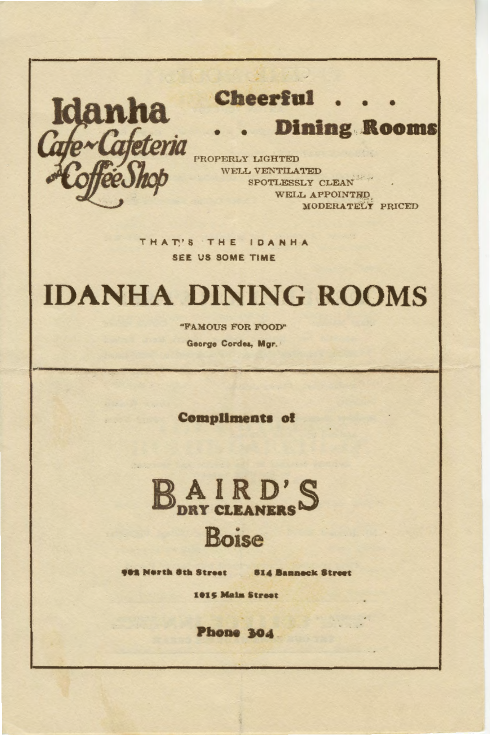**Idanha**
*Cafe~Cafeteria*
*Coffee Shop*

## Cheerful . . .
## . . Dining Rooms

PROPERLY LIGHTED
WELL VENTILATED
SPOTLESSLY CLEAN
WELL APPOINTED
MODERATELY PRICED

THAT'S THE IDANHA
SEE US SOME TIME

# IDANHA DINING ROOMS

"FAMOUS FOR FOOD"

George Cordes, Mgr.

---

**Compliments of**

# BAIRD'S
## DRY CLEANERS
## Boise

**902 North 8th Street** **814 Bannock Street**

**1015 Main Street**

**Phone 304**